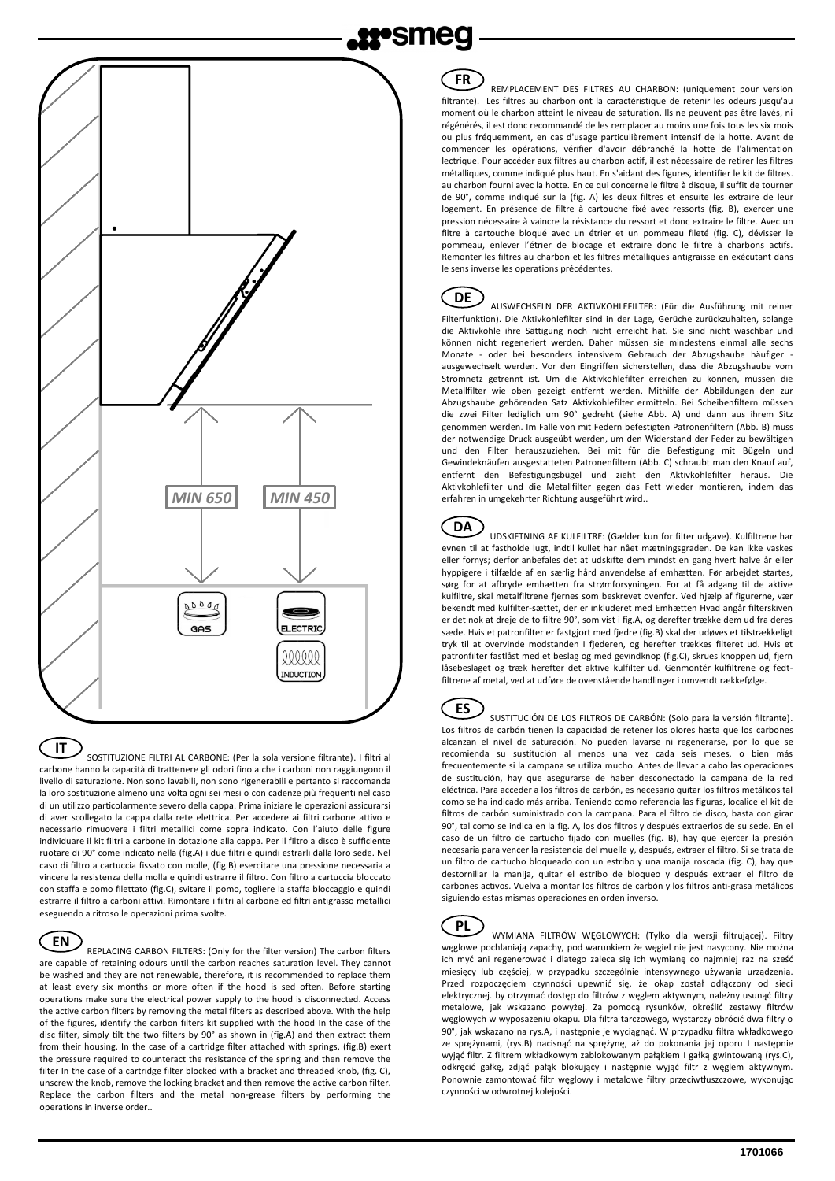**IT** SOSTITUZIONE FILTRI AL CARBONE: (Per la sola versione filtrante). I filtri al carbone hanno la capacità di trattenere gli odori fino a che i carboni non raggiungono il livello di saturazione. Non sono lavabili, non sono rigenerabili e pertanto si raccomanda la loro sostituzione almeno una volta ogni sei mesi o con cadenze più frequenti nel caso di un utilizzo particolarmente severo della cappa. Prima iniziare le operazioni assicurarsi di aver scollegato la cappa dalla rete elettrica. Per accedere ai filtri carbone attivo e necessario rimuovere i filtri metallici come sopra indicato. Con l'aiuto delle figure individuare il kit filtri a carbone in dotazione alla cappa. Per il filtro a disco è sufficiente ruotare di 90° come indicato nella (fig.A) i due filtri e quindi estrarli dalla loro sede. Nel caso di filtro a cartuccia fissato con molle, (fig.B) esercitare una pressione necessaria a vincere la resistenza della molla e quindi estrarre il filtro. Con filtro a cartuccia bloccato con staffa e pomo filettato (fig.C), svitare il pomo, togliere la staffa bloccaggio e quindi estrarre il filtro a carboni attivi. Rimontare i filtri al carbone ed filtri antigrasso metallici eseguendo a ritroso le operazioni prima svolte.

**EN** REPLACING CARBON FILTERS: (Only for the filter version) The carbon filters are capable of retaining odours until the carbon reaches saturation level. They cannot be washed and they are not renewable, therefore, it is recommended to replace them at least every six months or more often if the hood is sed often. Before starting operations make sure the electrical power supply to the hood is disconnected. Access the active carbon filters by removing the metal filters as described above. With the help of the figures, identify the carbon filters kit supplied with the hood In the case of the disc filter, simply tilt the two filters by 90° as shown in (fig.A) and then extract them from their housing. In the case of a cartridge filter attached with springs, (fig.B) exert the pressure required to counteract the resistance of the spring and then remove the filter In the case of a cartridge filter blocked with a bracket and threaded knob, (fig. C), unscrew the knob, remove the locking bracket and then remove the active carbon filter. Replace the carbon filters and the metal non-grease filters by performing the operations in inverse order..

**FR** REMPLACEMENT DES FILTRES AU CHARBON: (uniquement pour version filtrante). Les filtres au charbon ont la caractéristique de retenir les odeurs jusqu'au moment où le charbon atteint le niveau de saturation. Ils ne peuvent pas être lavés, ni régénérés, il est donc recommandé de les remplacer au moins une fois tous les six mois ou plus fréquemment, en cas d'usage particulièrement intensif de la hotte. Avant de commencer les opérations, vérifier d'avoir débranché la hotte de l'alimentation lectrique. Pour accéder aux filtres au charbon actif, il est nécessaire de retirer les filtres métalliques, comme indiqué plus haut. En s'aidant des figures, identifier le kit de filtres. au charbon fourni avec la hotte. En ce qui concerne le filtre à disque, il suffit de tourner de 90°, comme indiqué sur la (fig. A) les deux filtres et ensuite les extraire de leur logement. En présence de filtre à cartouche fixé avec ressorts (fig. B), exercer une pression nécessaire à vaincre la résistance du ressort et donc extraire le filtre. Avec un filtre à cartouche bloqué avec un étrier et un pommeau fileté (fig. C), dévisser le pommeau, enlever l'étrier de blocage et extraire donc le filtre à charbons actifs. Remonter les filtres au charbon et les filtres métalliques antigraisse en exécutant dans le sens inverse les operations précédentes.

**DE** AUSWECHSELN DER AKTIVKOHLEFILTER: (Für die Ausführung mit reiner Filterfunktion). Die Aktivkohlefilter sind in der Lage, Gerüche zurückzuhalten, solange die Aktivkohle ihre Sättigung noch nicht erreicht hat. Sie sind nicht waschbar und können nicht regeneriert werden. Daher müssen sie mindestens einmal alle sechs Monate - oder bei besonders intensivem Gebrauch der Abzugshaube häufiger - ausgewechselt werden. Vor den Eingriffen sicherstellen, dass die Abzugshaube vom Stromnetz getrennt ist. Um die Aktivkohlefilter erreichen zu können, müssen die Metallfilter wie oben gezeigt entfernt werden. Mithilfe der Abbildungen den zur Abzugshaube gehörenden Satz Aktivkohlefilter ermitteln. Bei Scheibenfiltern müssen die zwei Filter lediglich um 90° gedreht (siehe Abb. A) und dann aus ihrem Sitz genommen werden. Im Falle von mit Federn befestigten Patronenfiltern (Abb. B) muss der notwendige Druck ausgeübt werden, um den Widerstand der Feder zu bewältigen und den Filter herauszuziehen. Bei mit für die Befestigung mit Bügeln und Gewindeknäufen ausgestatteten Patronenfiltern (Abb. C) schraubt man den Knauf auf, entfernt den Befestigungsbügel und zieht den Aktivkohlefilter heraus. Die Aktivkohlefilter und die Metallfilter gegen das Fett wieder montieren, indem das erfahren in umgekehrter Richtung ausgeführt wird..

**DA** UDSKIFTNING AF KULFILTRE: (Gælder kun for filter udgave). Kulfiltrene har evnen til at fastholde lugt, indtil kullet har nået mætningsgraden. De kan ikke vaskes eller fornys; derfor anbefales det at udskifte dem mindst en gang hvert halve år eller hyppigere i tilfælde af en særlig hård anvendelse af emhætten. Før arbejdet startes, sørg for at afbryde emhætten fra strømforsyningen. For at få adgang til de aktive kulfiltre, skal metalfiltrene fjernes som beskrevet ovenfor. Ved hjælp af figurerne, vær bekendt med kulfilter-sættet, der er inkluderet med Emhætten Hvad angår filterskiven er det nok at dreje de to filtre 90°, som vist i fig.A, og derefter trække dem ud fra deres sæde. Hvis et patronfilter er fastgjort med fjedre (fig.B) skal der udøves et tilstrækkeligt tryk til at overvinde modstanden I fjederen, og herefter trækkes filteret ud. Hvis et patronfilter fastlåst med et beslag og med gevindknop (fig.C), skrues knoppen ud, og fjern låsebeslaget og træk herefter det aktive kulfilter ud. Genmontér kulfiltrene og fedt-filtrene af metal, ved at udføre de ovenstående handlinger i omvendt rækkefølge.

**ES** SUSTITUCIÓN DE LOS FILTROS DE CARBÓN: (Solo para la versión filtrante). Los filtros de carbón tienen la capacidad de retener los olores hasta que los carbones alcanzan el nivel de saturación. No pueden lavarse ni regenerarse, por lo que se recomienda su sustitución al menos una vez cada seis meses, o bien más frecuentemente si la campana se utiliza mucho. Antes de llevar a cabo las operaciones de sustitución, hay que asegurarse de haber desconectado la campana de la red eléctrica. Para acceder a los filtros de carbón, es necesario quitar los filtros metálicos tal como se ha indicado más arriba. Teniendo como referencia las figuras, localice el kit de filtros de carbón suministrado con la campana. Para el filtro de disco, basta con girar 90°, tal como se indica en la fig. A, los dos filtros y después extraerlos de su sede. En el caso de un filtro de cartucho fijado con muelles (fig. B), hay que ejercer la presión necesaria para vencer la resistencia del muelle y, después, extraer el filtro. Si se trata de un filtro de cartucho bloqueado con un estribo y una manija roscada (fig. C), hay que destornillar la manija, quitar el estribo de bloqueo y después extraer el filtro de carbones activos. Vuelva a montar los filtros de carbón y los filtros anti-grasa metálicos siguiendo estas mismas operaciones en orden inverso.

**PL** WYMIANA FILTRÓW WĘGLOWYCH: (Tylko dla wersji filtrującej). Filtry węglowe pochłaniają zapachy, pod warunkiem że węgiel nie jest nasycony. Nie można ich myć ani regenerować i dlatego zaleca się ich wymianę co najmniej raz na sześć miesięcy lub częściej, w przypadku szczególnie intensywnego używania urządzenia. Przed rozpoczęciem czynności upewnić się, że okap został odłączony od sieci elektrycznej. by otrzymać dostęp do filtrów z węglem aktywnym, należy usunąć filtry metalowe, jak wskazano powyżej. Za pomocą rysunków, określić zestawy filtrów węglowych w wyposażeniu okapu. Dla filtra tarczowego, wystarczy obrócić dwa filtry o 90°, jak wskazano na rys.A, i następnie je wyciągnąć. W przypadku filtra wkładkowego ze sprężynami, (rys.B) nacisnąć na sprężynę, aż do pokonania jej oporu I następnie wyjąć filtr. Z filtrem wkładkowym zablokowanym pałąkiem I gałką gwintowaną (rys.C), odkręcić gałkę, zdjąć pałąk blokujący i następnie wyjąć filtr z węglem aktywnym. Ponownie zamontować filtr węglowy i metalowe filtry przeciwtłuszczowe, wykonując czynności w odwrotnej kolejności.

1701066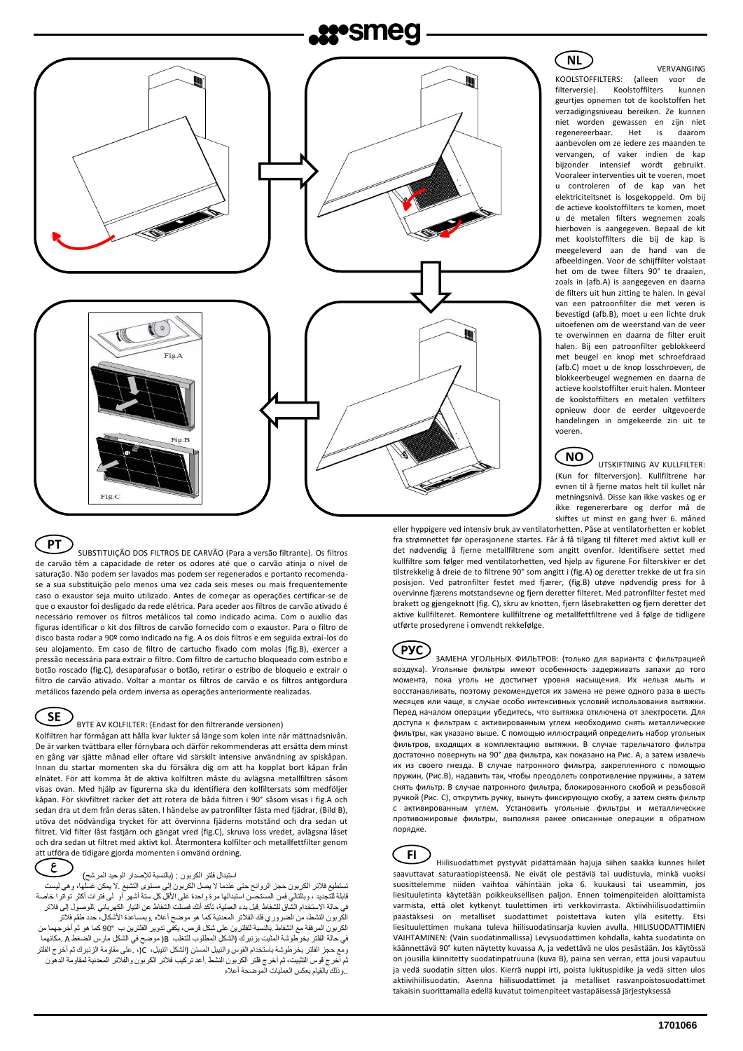**NL**

VERVANGING KOOLSTOFFILTERS: (alleen voor de filterversie). Koolstoffilters kunnen geurtjes opnemen tot de koolstoffen het verzadigingsniveau bereiken. Ze kunnen niet worden gewassen en zijn niet regenereerbaar. Het is daarom aanbevolen om ze iedere zes maanden te vervangen, of vaker indien de kap bijzonder intensief wordt gebruikt. Vooraleer interventies uit te voeren, moet u controleren of de kap van het elektriciteitsnet is losgekoppeld. Om bij de actieve koolstoffilters te komen, moet u de metalen filters wegnemen zoals hierboven is aangegeven. Bepaal de kit met koolstoffilters die bij de kap is meegeleverd aan de hand van de afbeeldingen. Voor de schijffilter volstaat het om de twee filters 90° te draaien, zoals in (afb.A) is aangegeven en daarna de filters uit hun zitting te halen. In geval van een patroonfilter die met veren is bevestigd (afb.B), moet u een lichte druk uitoefenen om de weerstand van de veer te overwinnen en daarna de filter eruit halen. Bij een patroonfilter geblokkeerd met beugel en knop met schroefdraad (afb.C) moet u de knop losschroeven, de blokkeerbeugel wegnemen en daarna de actieve koolstoffilter eruit halen. Monteer de koolstoffilters en metalen vetfilters opnieuw door de eerder uitgevoerde handelingen in omgekeerde zin uit te voeren.

**NO**

UTSKIFTNING AV KULLFILTER: (Kun for filterversjon). Kullfiltrene har evnen til å fjerne matos helt til kullet når metningsnivå. Disse kan ikke vaskes og er ikke regenererbare og derfor må de skiftes ut minst en gang hver 6. måned eller hyppigere ved intensiv bruk av ventilatorhetten. Påse at ventilatorhetten er koblet fra strømnettet før operasjonene startes. Får å få tilgang til filteret med aktivt kull er det nødvendig å fjerne metallfiltrene som angitt ovenfor. Identifisere settet med kullfiltre som følger med ventilatorhetten, ved hjelp av figurene For filterskiver er det tilstrekkelig å dreie de to filtrene 90° som angitt i (fig.A) og deretter trekke de ut fra sin posisjon. Ved patronfilter festet med fjærer, (fig.B) utøve nødvendig press for å overvinne fjærens motstandsevne og fjern deretter filteret. Med patronfilter festet med brakett og gjengeknott (fig. C), skru av knotten, fjern låsebraketten og fjern deretter det aktive kullfilteret. Remontere kullfiltrene og metallfettfiltrene ved å følge de tidligere utførte prosedyrene i omvendt rekkefølge.

**PT**

SUBSTITUIÇÃO DOS FILTROS DE CARVÃO (Para a versão filtrante). Os filtros de carvão têm a capacidade de reter os odores até que o carvão atinja o nível de saturação. Não podem ser lavados nas podem ser regenerados e portanto recomenda-se a sua substituição pelo menos uma vez cada seis meses ou mais frequentemente caso o exaustor seja muito utilizado. Antes de começar as operações certificar-se de que o exaustor foi desligado da rede elétrica. Para aceder aos filtros de carvão ativado é necessário remover os filtros metálicos tal como indicado acima. Com o auxílio das figuras identificar o kit dos filtros de carvão fornecido com o exaustor. Para o filtro de disco basta rodar a 90º como indicado na fig. A os dois filtros e em seguida extraí-los do seu alojamento. Em caso de filtro de cartucho fixado com molas (fig.B), exercer a pressão necessária para extrair o filtro. Com filtro de cartucho bloqueado com estribo e botão roscado (fig.C), desaparafusar o botão, retirar o estribo de bloqueio e extrair o filtro de carvão ativado. Voltar a montar os filtros de carvão e os filtros antigordura metálicos fazendo pela ordem inversa as operações anteriormente realizadas.

**SE**

BYTE AV KOLFILTER: (Endast för den filtrerande versionen)
Kolfiltren har förmågan att hålla kvar lukter så länge som kolen inte når mättnadsnivån. De är varken tvättbara eller förnybara och därför rekommenderas att ersätta dem minst en gång var sjätte månad eller oftare vid särskilt intensive användning av spiskåpan. Innan du startar momenten ska du försäkra dig om att ha kopplat bort kåpan från elnätet. För att komma åt de aktiva kolfiltren måste du avlägsna metallfiltren såsom visas ovan. Med hjälp av figurerna ska du identifiera den kolfiltersats som medföljer kåpan. För skivfiltret räcker det att rotera de båda filtren i 90° såsom visas i fig.A och sedan dra ut dem från deras säten. I händelse av patronfilter fästa med fjädrar, (Bild B), utöva det nödvändiga trycket för att övervinna fjäderns motstånd och dra sedan ut filtret. Vid filter låst fästjärn och gängat vred (fig.C), skruva loss vredet, avlägsna låset och dra sedan ut filtret med aktivt kol. Återmontera kolfilter och metallfettfilter genom att utföra de tidigare gjorda momenten i omvänd ordning.

**ع**

استبدال فلتر الكربون : (بالنسبة للإصدار الوحيد المرشح)
تستطيع فلاتر الكربون حجز الروائح حتى عندما لا يصل الكربون إلى مستوى التشبع .لا يمكن غسلها، وهي ليست قابلة للتجديد ، وبالتالي فمن المستحسن استبدالها مرة واحدة على الأقل كل ستة أشهر أو لى فترات أكثر تواترا خاصة في حالة الاستخدام الشاق للشفاط .قبل بدء العملية، تأكد أنك فصلت الشفاط عن التيار الكهربائي .للوصول إلى فلاتر الكربون النشط، من الضروري فك الفلاتر المعدنية كما هو موضح أعلاه .وبمساعدة الأشكال، حدد طقم فلاتر الكربون المرفقة مع الشفاط .بالنسبة للفلترين على شكل قرص، يكفي تدوير الفلترين ب °90 كما هو ثم أخرجهما من في حالة الفلتر بخرطوشة المثبت بزنبرك (الشكل المطلوب للتغلب B(موضح في الشكل مارس الضغط A .مكانهما ومع حجز الفلتر بخرطوشة باستخدام القوس والنيبل المسنن (الشكل النيبل، C(، على مقاومة الزنبرك ثم أخرج الفلتر ثم أخرج قوس التثبيت، ثم أخرج فلتر الكربون النشط .أعد تركيب فلاتر الكربون والفلاتر المعدنية لمقاومة الدهون ..وذلك بالقيام بعكس العمليات الموضحة أعلاه

**РУС**

ЗАМЕНА УГОЛЬНЫХ ФИЛЬТРОВ: (только для варианта с фильтрацией воздуха). Угольные фильтры имеют особенность задерживать запахи до того момента, пока уголь не достигнет уровня насыщения. Их нельзя мыть и восстанавливать, поэтому рекомендуется их замена не реже одного раза в шесть месяцев или чаще, в случае особо интенсивных условий использования вытяжки. Перед началом операции убедитесь, что вытяжка отключена от электросети. Для доступа к фильтрам с активированным углем необходимо снять металлические фильтры, как указано выше. С помощью иллюстраций определить набор угольных фильтров, входящих в комплектацию вытяжки. В случае тарельчатого фильтра достаточно повернуть на 90° два фильтра, как показано на Рис. A, а затем извлечь их из своего гнезда. В случае патронного фильтра, закрепленного с помощью пружин, (Рис.B), надавить так, чтобы преодолеть сопротивление пружины, а затем снять фильтр. В случае патронного фильтра, блокированного скобой и резьбовой ручкой (Рис. C), открутить ручку, вынуть фиксирующую скобу, а затем снять фильтр с активированным углем. Установить угольные фильтры и металлические противожировые фильтры, выполняя ранее описанные операции в обратном порядке.

**FI**

Hiilisuodattimet pystyvät pidättämään hajuja siihen saakka kunnes hiilet saavuttavat saturaatiopisteensä. Ne eivät ole pestäviä tai uudistuvia, minkä vuoksi suosittelemme niiden vaihtoa vähintään joka 6. kuukausi tai useammin, jos liesituuletinta käytetään poikkeuksellisen paljon. Ennen toimenpiteiden aloittamista varmista, että olet kytkenyt tuulettimen irti verkkovirrasta. Aktiivihiilisuodattimiin päästäksesi on metalliset suodattimet poistettava kuten yllä esitetty. Etsi liesituulettimen mukana tuleva hiilisuodatinsarja kuvien avulla. HIILISUODATTIMIEN VAIHTAMINEN: (Vain suodatinmallissa) Levysuodattimen kohdalla, kahta suodatinta on käännettävä 90° kuten näytetty kuvassa A, ja vedettävä ne ulos pesästään. Jos käytössä on jousilla kiinnitetty suodatinpatruuna (kuva B), paina sen verran, että jousi vapautuu ja vedä suodatin sitten ulos. Kierrä nuppi irti, poista lukituspidike ja vedä sitten ulos aktiivihiilisuodatin. Asenna hiilisuodattimet ja metalliset rasvanpoistosuodattimet takaisin suorittamalla edellä kuvatut toimenpiteet vastapäisessä järjestyksessä

1701066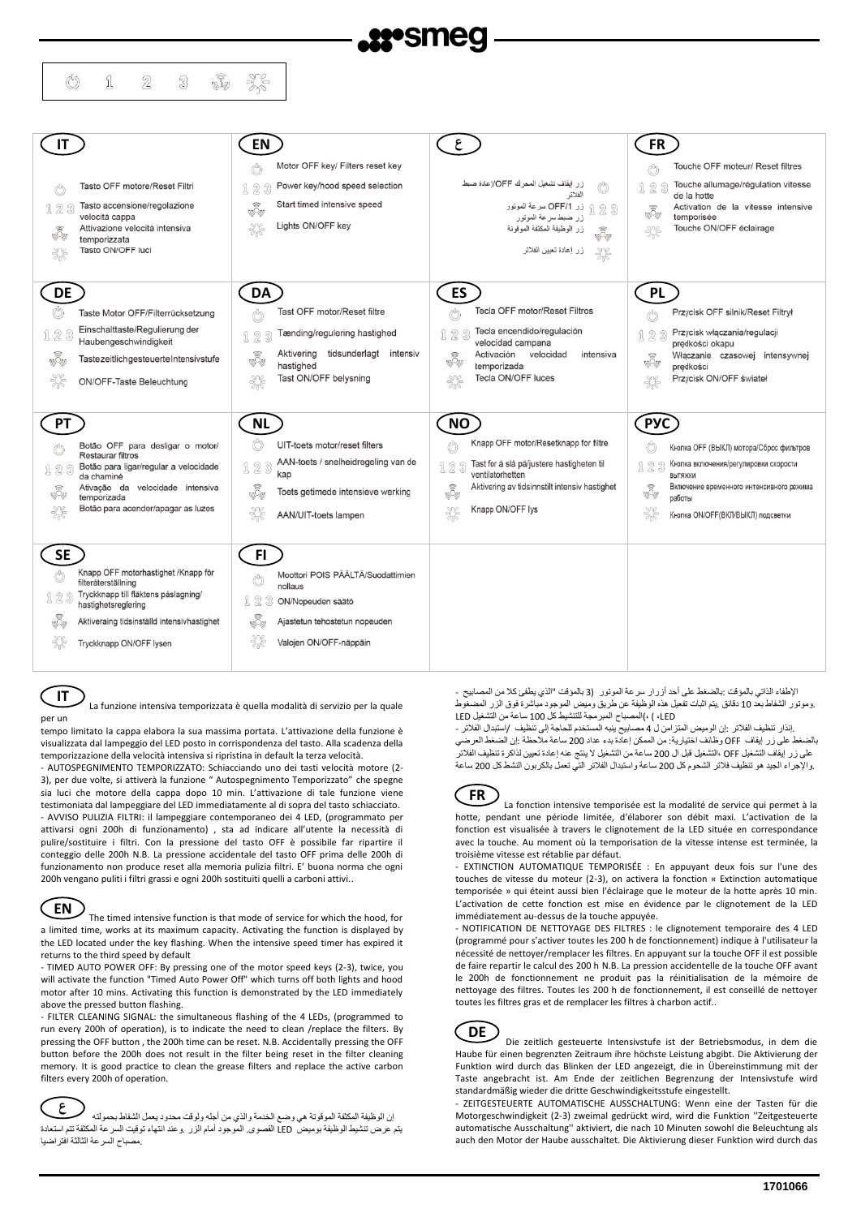smeg

⏻ 1 2 3 [timer] [lights]

| IT | EN | ع | FR |
|---|---|---|---|
| ⏻ Tasto OFF motore/Reset Filtri<br>1 2 3 Tasto accensione/regolazione velocità cappa<br>[timer] Attivazione velocità intensiva temporizzata<br>[lights] Tasto ON/OFF luci | ⏻ Motor OFF key/ Filters reset key<br>1 2 3 Power key/hood speed selection<br>[timer] Start timed intensive speed<br>[lights] Lights ON/OFF key | ⏻ زر إيقاف تشغيل المحرك OFF/إعادة ضبط الفلاتر<br>1 2 3 زر OFF/1 سرعة الموتور زر ضبط سرعة الموتور<br>[timer] زر الوظيفة المكثفة الموقوتة<br>[lights] زر اعادة تعيين الفلاتر | ⏻ Touche OFF moteur/ Reset filtres<br>1 2 3 Touche allumage/régulation vitesse de la hotte<br>[timer] Activation de la vitesse intensive temporisée<br>[lights] Touche ON/OFF éclairage |
| **DE** | **DA** | **ES** | **PL** |
| ⏻ Taste Motor OFF/Filterrücksetzung<br>1 2 3 Einschalttaste/Regulierung der Haubengeschwindigkeit<br>[timer] TastezeitlichgesteuerteIntensivstufe<br>[lights] ON/OFF-Taste Beleuchtung | ⏻ Tast OFF motor/Reset filtre<br>1 2 3 Tænding/regulering hastighed<br>[timer] Aktivering tidsunderlagt intensiv hastighed<br>[lights] Tast ON/OFF belysning | ⏻ Tecla OFF motor/Reset Filtros<br>1 2 3 Tecla encendido/regulación velocidad campana<br>[timer] Activación velocidad intensiva temporizada<br>[lights] Tecla ON/OFF luces | ⏻ Przycisk OFF silnik/Reset Filtrył<br>1 2 3 Przycisk włączania/regulacji prędkości okapu<br>[timer] Włączanie czasowej intensywnej prędkości<br>[lights] Przycisk ON/OFF świateł |
| **PT** | **NL** | **NO** | **РУС** |
| ⏻ Botão OFF para desligar o motor/ Restaurar filtros<br>1 2 3 Botão para ligar/regular a velocidade da chaminé<br>[timer] Ativação da velocidade intensiva temporizada<br>[lights] Botão para acender/apagar as luzes | ⏻ UIT-toets motor/reset filters<br>1 2 3 AAN-toets / snelheidregeling van de kap<br>[timer] Toets getimede intensieve werking<br>[lights] AAN/UIT-toets lampen | ⏻ Knapp OFF motor/Resetknapp for filtre<br>1 2 3 Tast for å slå på/justere hastigheten til ventilatorhetten<br>[timer] Aktivering av tidsinnstilt intensiv hastighet<br>[lights] Knapp ON/OFF lys | ⏻ Кнопка OFF (ВЫКЛ) мотора/Сброс фильтров<br>1 2 3 Кнопка включения/регулировки скорости вытяжки<br>[timer] Включение временного интенсивного режима работы<br>[lights] Кнопка ON/OFF(ВКЛ/ВЫКЛ) подсветки |
| **SE** | **FI** | | |
| ⏻ Knapp OFF motorhastighet /Knapp för filteråterställning<br>1 2 3 Tryckknapp till fläktens påslagning/ hastighetsreglering<br>[timer] Aktiveraing tidsinställd intensivhastighet<br>[lights] Tryckknapp ON/OFF lysen | ⏻ Moottori POIS PÄÄLTÄ/Suodattimien nollaus<br>1 2 3 ON/Nopeuden säätö<br>[timer] Ajastetun tehostetun nopeuden<br>[lights] Valojen ON/OFF-näppäin | | |

## IT

La funzione intensiva temporizzata è quella modalità di servizio per la quale per un tempo limitato la cappa elabora la sua massima portata. L'attivazione della funzione è visualizzata dal lampeggio del LED posto in corrispondenza del tasto. Alla scadenza della temporizzazione della velocità intensiva si ripristina in default la terza velocità.

- AUTOSPEGNIMENTO TEMPORIZZATO: Schiacciando uno dei tasti velocità motore (2-3), per due volte, si attiverà la funzione " Autospegnimento Temporizzato" che spegne sia luci che motore della cappa dopo 10 min. L'attivazione di tale funzione viene testimoniata dal lampeggiare del LED immediatamente al di sopra del tasto schiacciato.
- AVVISO PULIZIA FILTRI: il lampeggiare contemporaneo dei 4 LED, (programmato per attivarsi ogni 200h di funzionamento) , sta ad indicare all'utente la necessità di pulire/sostituire i filtri. Con la pressione del tasto OFF è possibile far ripartire il conteggio delle 200h N.B. La pressione accidentale del tasto OFF prima delle 200h di funzionamento non produce reset alla memoria pulizia filtri. E' buona norma che ogni 200h vengano puliti i filtri grassi e ogni 200h sostituiti quelli a carboni attivi..

## EN

The timed intensive function is that mode of service for which the hood, for a limited time, works at its maximum capacity. Activating the function is displayed by the LED located under the key flashing. When the intensive speed timer has expired it returns to the third speed by default

- TIMED AUTO POWER OFF: By pressing one of the motor speed keys (2-3), twice, you will activate the function "Timed Auto Power Off" which turns off both lights and hood motor after 10 mins. Activating this function is demonstrated by the LED immediately above the pressed button flashing.
- FILTER CLEANING SIGNAL: the simultaneous flashing of the 4 LEDs, (programmed to run every 200h of operation), is to indicate the need to clean /replace the filters. By pressing the OFF button , the 200h time can be reset. N.B. Accidentally pressing the OFF button before the 200h does not result in the filter being reset in the filter cleaning memory. It is good practice to clean the grease filters and replace the active carbon filters every 200h of operation.

## ع

إن الوظيفة المكثفة الموقوتة هي وضع الخدمة والذي من أجله ولوقت محدود يعمل الشفاط بحمولته القصوى. يتم عرض تنشيط الوظيفة بوميض LED الموجود أمام الزر .وعند انتهاء توقيت السرعة المكثفة تتم استعادة مصباح السرعة الثالثة افتراضيا.

- الإطفاء الذاتي بالمؤقت :بالضغط على أحد أزرار سرعة الموتور (3 بالمؤقت "الذي يطفئ كلا من المصابيح وموتور الشفاط بعد 10 دقائق .يتم اثبات تفعيل هذه الوظيفة عن طريق وميض الموجود مباشرة فوق الزر المضغوط LED ،LED( ) (المصباح المبرمجة للتنشيط كل 100 ساعة من التشغيل

- إنذار تنظيف الفلاتر :إن الوميض المتزامن لـ 4 مصابيح ينبه المستخدم للحاجة إلى تنظيف /استبدال الفلاتر. بالضغط على زر إيقاف OFF وظائف اختيارية: من الممكن إعادة بدء عداد 200 ساعة ملاحظة :إن الضغط العرضي على زر إيقاف التشغيل OFF ،التشغيل قبل الـ 200 ساعة من التشغيل لا ينتج عنه إعادة تعيين لذاكرة تنظيف الفلاتر والإجراء الجيد هو تنظيف فلاتر الشحوم كل 200 ساعة واستبدال الفلاتر التي تعمل بالكربون النشط كل 200 ساعة.

## FR

La fonction intensive temporisée est la modalité de service qui permet à la hotte, pendant une période limitée, d'élaborer son débit maxi. L'activation de la fonction est visualisée à travers le clignotement de la LED située en correspondance avec la touche. Au moment où la temporisation de la vitesse intense est terminée, la troisième vitesse est rétablie par défaut.

- EXTINCTION AUTOMATIQUE TEMPORISÉE : En appuyant deux fois sur l'une des touches de vitesse du moteur (2-3), on activera la fonction « Extinction automatique temporisée » qui éteint aussi bien l'éclairage que le moteur de la hotte après 10 min. L'activation de cette fonction est mise en évidence par le clignotement de la LED immédiatement au-dessus de la touche appuyée.
- NOTIFICATION DE NETTOYAGE DES FILTRES : le clignotement temporaire des 4 LED (programmé pour s'activer toutes les 200 h de fonctionnement) indique à l'utilisateur la nécessité de nettoyer/remplacer les filtres. En appuyant sur la touche OFF il est possible de faire repartir le calcul des 200 h N.B. La pression accidentelle de la touche OFF avant le 200h de fonctionnement ne produit pas la réinitialisation de la mémoire de nettoyage des filtres. Toutes les 200 h de fonctionnement, il est conseillé de nettoyer toutes les filtres gras et de remplacer les filtres à charbon actif..

## DE

Die zeitlich gesteuerte Intensivstufe ist der Betriebsmodus, in dem die Haube für einen begrenzten Zeitraum ihre höchste Leistung abgibt. Die Aktivierung der Funktion wird durch das Blinken der LED angezeigt, die in Übereinstimmung mit der Taste angebracht ist. Am Ende der zeitlichen Begrenzung der Intensivstufe wird standardmäßig wieder die dritte Geschwindigkeitsstufe eingestellt.

- ZEITGESTEUERTE AUTOMATISCHE AUSSCHALTUNG: Wenn eine der Tasten für die Motorgeschwindigkeit (2-3) zweimal gedrückt wird, wird die Funktion "Zeitgesteuerte automatische Ausschaltung" aktiviert, die nach 10 Minuten sowohl die Beleuchtung als auch den Motor der Haube ausschaltet. Die Aktivierung dieser Funktion wird durch das

1701066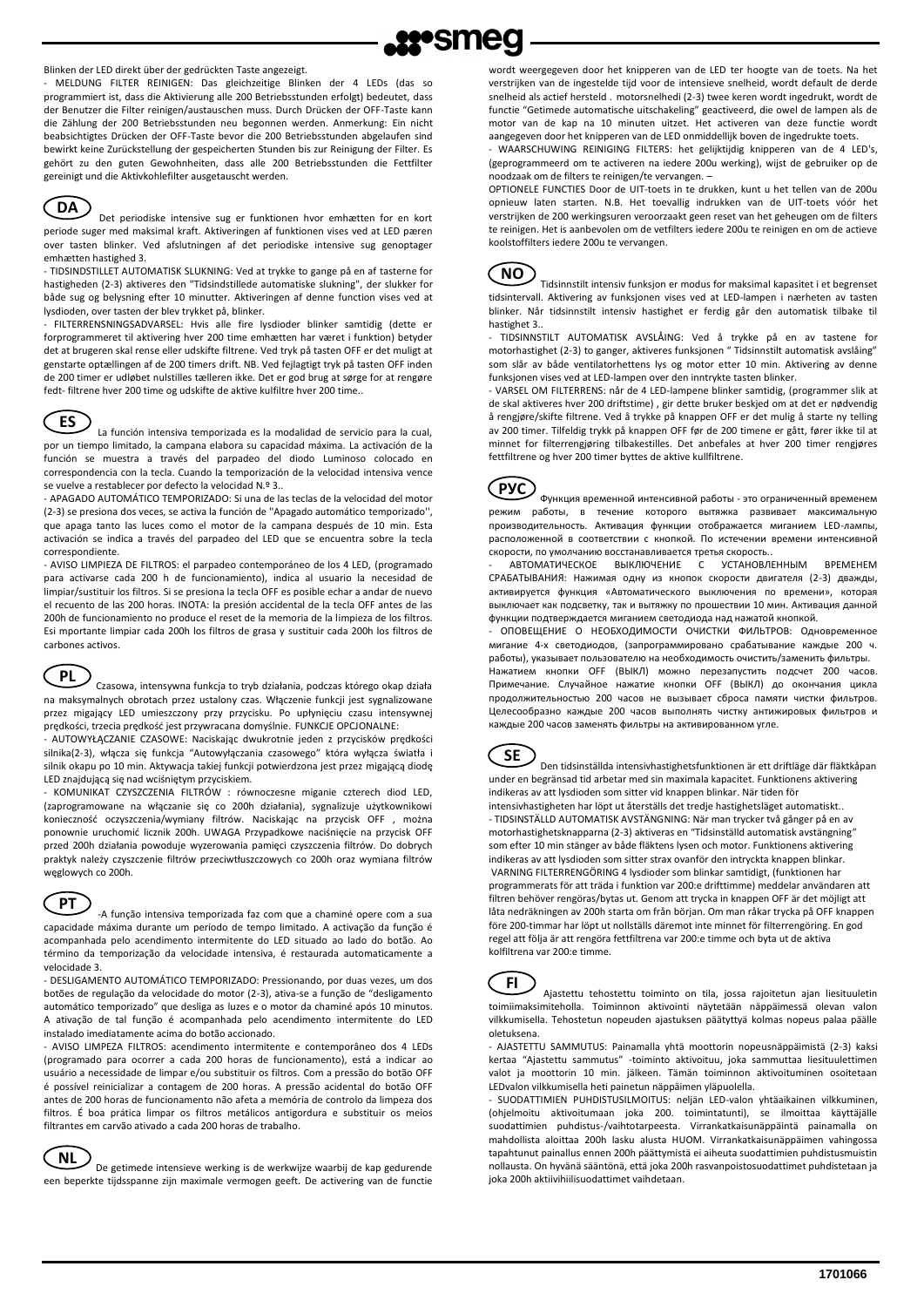Blinken der LED direkt über der gedrückten Taste angezeigt.

- MELDUNG FILTER REINIGEN: Das gleichzeitige Blinken der 4 LEDs (das so programmiert ist, dass die Aktivierung alle 200 Betriebsstunden erfolgt) bedeutet, dass der Benutzer die Filter reinigen/austauschen muss. Durch Drücken der OFF-Taste kann die Zählung der 200 Betriebsstunden neu begonnen werden. Anmerkung: Ein nicht beabsichtigtes Drücken der OFF-Taste bevor die 200 Betriebsstunden abgelaufen sind bewirkt keine Zurückstellung der gespeicherten Stunden bis zur Reinigung der Filter. Es gehört zu den guten Gewohnheiten, dass alle 200 Betriebsstunden die Fettfilter gereinigt und die Aktivkohlefilter ausgetauscht werden.

## DA

Det periodiske intensive sug er funktionen hvor emhætten for en kort periode suger med maksimal kraft. Aktiveringen af funktionen vises ved at LED pæren over tasten blinker. Ved afslutningen af det periodiske intensive sug genoptager emhætten hastighed 3.

- TIDSINDSTILLET AUTOMATISK SLUKNING: Ved at trykke to gange på en af tasterne for hastigheden (2-3) aktiveres den "Tidsindstillede automatiske slukning", der slukker for både sug og belysning efter 10 minutter. Aktiveringen af denne function vises ved at lysdioden, over tasten der blev trykket på, blinker.

- FILTERRENSNINGSADVARSEL: Hvis alle fire lysdioder blinker samtidig (dette er forprogrammeret til aktivering hver 200 time emhætten har været i funktion) betyder det at brugeren skal rense eller udskifte filtrene. Ved tryk på tasten OFF er det muligt at genstarte optællingen af de 200 timers drift. NB. Ved fejlagtigt tryk på tasten OFF inden de 200 timer er udløbet nulstilles tælleren ikke. Det er god brug at sørge for at rengøre fedt- filtrene hver 200 time og udskifte de aktive kulfiltre hver 200 time..

## ES

La función intensiva temporizada es la modalidad de servicio para la cual, por un tiempo limitado, la campana elabora su capacidad máxima. La activación de la función se muestra a través del parpadeo del diodo Luminoso colocado en correspondencia con la tecla. Cuando la temporización de la velocidad intensiva vence se vuelve a restablecer por defecto la velocidad N.º 3..

- APAGADO AUTOMÁTICO TEMPORIZADO: Si una de las teclas de la velocidad del motor (2-3) se presiona dos veces, se activa la función de "Apagado automático temporizado'', que apaga tanto las luces como el motor de la campana después de 10 min. Esta activación se indica a través del parpadeo del LED que se encuentra sobre la tecla correspondiente.

- AVISO LIMPIEZA DE FILTROS: el parpadeo contemporáneo de los 4 LED, (programado para activarse cada 200 h de funcionamiento), indica al usuario la necesidad de limpiar/sustituir los filtros. Si se presiona la tecla OFF es posible echar a andar de nuevo el recuento de las 200 horas. INOTA: la presión accidental de la tecla OFF antes de las 200h de funcionamiento no produce el reset de la memoria de la limpieza de los filtros. Esi importante limpiar cada 200h los filtros de grasa y sustituir cada 200h los filtros de carbones activos.

## PL

Czasowa, intensywna funkcja to tryb działania, podczas którego okap działa na maksymalnych obrotach przez ustalony czas. Włączenie funkcji jest sygnalizowane przez migający LED umieszczony przy przycisku. Po upłynięciu czasu intensywnej prędkości, trzecia prędkość jest przywracana domyślnie. FUNKCJE OPCJONALNE:

- AUTOWYŁĄCZANIE CZASOWE: Naciskając dwukrotnie jeden z przycisków prędkości silnika(2-3), włącza się funkcja "Autowyłączania czasowego" która wyłącza światła i silnik okapu po 10 min. Aktywacja takiej funkcji potwierdzona jest przez migającą diodę LED znajdującą się nad wciśniętym przyciskiem.

- KOMUNIKAT CZYSZCZENIA FILTRÓW : równoczesne miganie czterech diod LED, (zaprogramowane na włączanie się co 200h działania), sygnalizuje użytkownikowi konieczność oczyszczenia/wymiany filtrów. Naciskając na przycisk OFF , można ponownie uruchomić licznik 200h. UWAGA Przypadkowe naciśnięcie na przycisk OFF przed 200h działania powoduje wyzerowania pamięci czyszczenia filtrów. Do dobrych praktyk należy czyszczenie filtrów przeciwtłuszczowych co 200h oraz wymiana filtrów węglowych co 200h.

## PT

-A função intensiva temporizada faz com que a chaminé opere com a sua capacidade máxima durante um período de tempo limitado. A activação da função é acompanhada pelo acendimento intermitente do LED situado ao lado do botão. Ao término da temporização da velocidade intensiva, é restaurada automaticamente a velocidade 3.

- DESLIGAMENTO AUTOMÁTICO TEMPORIZADO: Pressionando, por duas vezes, um dos botões de regulação da velocidade do motor (2-3), ativa-se a função de "desligamento automático temporizado" que desliga as luzes e o motor da chaminé após 10 minutos. A ativação de tal função é acompanhada pelo acendimento intermitente do LED instalado imediatamente acima do botão accionado.

- AVISO LIMPEZA FILTROS: acendimento intermitente e contemporâneo dos 4 LEDs (programado para ocorrer a cada 200 horas de funcionamento), está a indicar ao usuário a necessidade de limpar e/ou substituir os filtros. Com a pressão do botão OFF é possível reinicializar a contagem de 200 horas. A pressão acidental do botão OFF antes de 200 horas de funcionamento não afeta a memória de controlo da limpeza dos filtros. É boa prática limpar os filtros metálicos antigordura e substituir os meios filtrantes em carvão ativado a cada 200 horas de trabalho.

## NL

De getimede intensieve werking is de werkwijze waarbij de kap gedurende een beperkte tijdsspanne zijn maximale vermogen geeft. De activering van de functie wordt weergegeven door het knipperen van de LED ter hoogte van de toets. Na het verstrijken van de ingestelde tijd voor de intensieve snelheid, wordt default de derde snelheid als actief hersteld . motorsnelheid (2-3) twee keren wordt ingedrukt, wordt de functie "Getimede automatische uitschakeling" geactiveerd, die owel de lampen als de motor van de kap na 10 minuten uitzet. Het activeren van deze functie wordt aangegeven door het knipperen van de LED onmiddellijk boven de ingedrukte toets.

- WAARSCHUWING REINIGING FILTERS: het gelijktijdig knipperen van de 4 LED's, (geprogrammeerd om te activeren na iedere 200u werking), wijst de gebruiker op de noodzaak om de filters te reinigen/te vervangen. –

OPTIONELE FUNCTIES Door de UIT-toets in te drukken, kunt u het tellen van de 200u opnieuw laten starten. N.B. Het toevallig indrukken van de UIT-toets vóór het verstrijken de 200 werkingsuren veroorzaakt geen reset van het geheugen om de filters te reinigen. Het is aanbevolen om de vetfilters iedere 200u te reinigen en om de actieve koolstoffilters iedere 200u te vervangen.

## NO

Tidsinnstilt intensiv funksjon er modus for maksimal kapasitet i et begrenset tidsintervall. Aktivering av funksjonen vises ved at LED-lampen i nærheten av tasten blinker. Når tidsinnstilt intensiv hastighet er ferdig går den automatisk tilbake til hastighet 3..

- TIDSINNSTILT AUTOMATISK AVSLÅING: Ved å trykke på en av tastene for motorhastighet (2-3) to ganger, aktiveres funksjonen " Tidsinnstilt automatisk avslåing" som slår av både ventilatorhettens lys og motor etter 10 min. Aktivering av denne funksjonen vises ved at LED-lampen over den inntrykte tasten blinker.

- VARSEL OM FILTERRENS: når de 4 LED-lampene blinker samtidig, (programmer slik at de skal aktiveres hver 200 driftstime) , gir dette bruker beskjed om at det er nødvendig å rengjøre/skifte filtrene. Ved å trykke på knappen OFF er det mulig å starte ny telling av 200 timer. Tilfeldig trykk på knappen OFF før de 200 timene er gått, fører ikke til at minnet for filterrengjøring tilbakestilles. Det anbefales at hver 200 timer rengjøres fettfiltrene og hver 200 timer byttes de aktive kullfiltrene.

## РУС

Функция временной интенсивной работы - это ограниченный временем режим работы, в течение которого вытяжка развивает максимальную производительность. Активация функции отображается миганием LED-лампы, расположенной в соответствии с кнопкой. По истечении времени интенсивной скорости, по умолчанию восстанавливается третья скорость..

- АВТОМАТИЧЕСКОЕ ВЫКЛЮЧЕНИЕ С УСТАНОВЛЕННЫМ ВРЕМЕНЕМ СРАБАТЫВАНИЯ: Нажимая одну из кнопок скорости двигателя (2-3) дважды, активируется функция «Автоматического выключения по времени», которая выключает как подсветку, так и вытяжку по прошествии 10 мин. Активация данной функции подтверждается миганием светодиода над нажатой кнопкой.

- ОПОВЕЩЕНИЕ О НЕОБХОДИМОСТИ ОЧИСТКИ ФИЛЬТРОВ: Одновременное мигание 4-х светодиодов, (запрограммировано срабатывание каждые 200 ч. работы), указывает пользователю на необходимость очистить/заменить фильтры. Нажатием кнопки OFF (ВЫКЛ) можно перезапустить подсчет 200 часов. Примечание. Случайное нажатие кнопки OFF (ВЫКЛ) до окончания цикла продолжительностью 200 часов не вызывает сброса памяти чистки фильтров. Целесообразно каждые 200 часов выполнять чистку антижировых фильтров и каждые 200 часов заменять фильтры на активированном угле.

## SE

Den tidsinställda intensivhastighetsfunktionen är ett driftläge där fläktkåpan under en begränsad tid arbetar med sin maximala kapacitet. Funktionens aktivering indikeras av att lysdioden som sitter vid knappen blinkar. När tiden för intensivhastigheten har löpt ut återställs det tredje hastighetsläget automatiskt..

- TIDSINSTÄLLD AUTOMATISK AVSTÄNGNING: När man trycker två gånger på en av motorhastighetsknapparna (2-3) aktiveras en "Tidsinställd automatisk avstängning" som efter 10 min stänger av både fläktens lysen och motor. Funktionens aktivering indikeras av att lysdioden som sitter strax ovanför den intryckta knappen blinkar.

VARNING FILTERRENGÖRING 4 lysdioder som blinkar samtidigt, (funktionen har programmerats för att träda i funktion var 200:e drifttimme) meddelar användaren att filtren behöver rengöras/bytas ut. Genom att trycka in knappen OFF är det möjligt att låta nedräkningen av 200h starta om från början. Om man råkar trycka på OFF knappen före 200-timmar har löpt ut nollställs däremot inte minnet för filterrengöring. En god regel att följa är att rengöra fettfiltrena var 200:e timme och byta ut de aktiva kolfiltrena var 200:e timme.

## FI

Ajastettu tehostettu toiminto on tila, jossa rajoitetun ajan liesituuletin toimiimaksimiteholla. Toiminnon aktivointi näytetään näppäimessä olevan valon vilkkumisella. Tehostetun nopeuden ajastuksen päätyttyä kolmas nopeus palaa päälle oletuksena.

- AJASTETTU SAMMUTUS: Painamalla yhtä moottorin nopeusnäppäimistä (2-3) kaksi kertaa "Ajastettu sammutus" -toiminto aktivoituu, joka sammuttaa liesituulettimen valot ja moottorin 10 min. jälkeen. Tämän toiminnon aktivoituminen osoitetaan LEDvalon vilkkumisella heti painetun näppäimen yläpuolella.

- SUODATTIMIEN PUHDISTUSILMOITUS: neljän LED-valon yhtäaikainen vilkkuminen, (ohjelmoitu aktivoitumaan joka 200. toimintatunti), se ilmoittaa käyttäjälle suodattimien puhdistus-/vaihtotarpeesta. Virrankatkaisunäppäintä painamalla on mahdollista aloittaa 200h lasku alusta HUOM. Virrankatkaisunäppäimen vahingossa tapahtunut painallus ennen 200h päättymistä ei aiheuta suodattimien puhdistusmuistin nollausta. On hyvänä sääntönä, että joka 200h rasvanpoistosuodattimet puhdistetaan ja joka 200h aktiivihiilisuodattimet vaihdetaan.

1701066